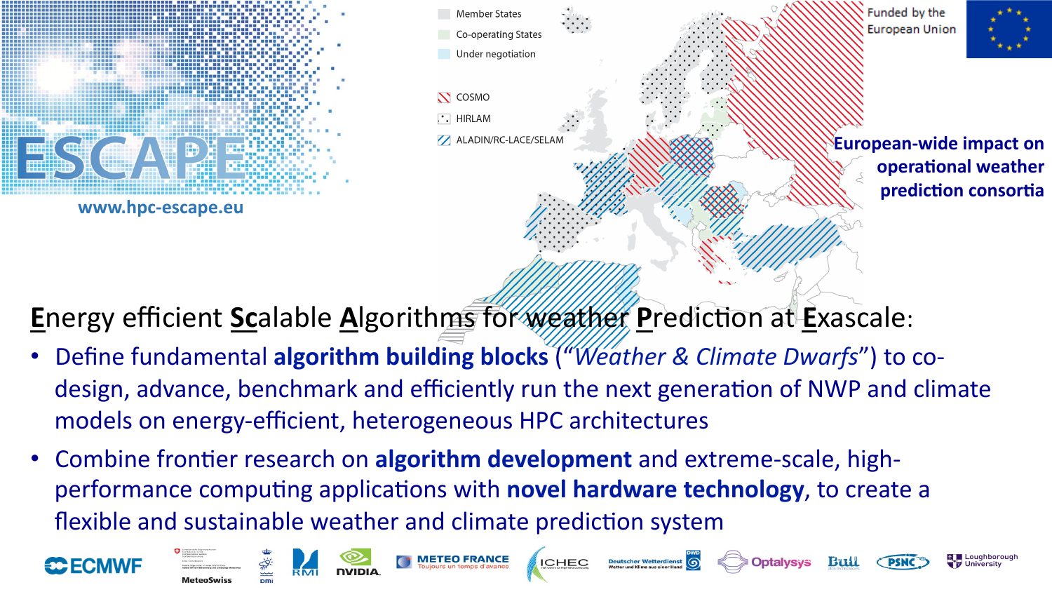# ESCAPE

www.hpc-escape.eu

Member States
Co-operating States
Under negotiation

COSMO
HIRLAM
ALADIN/RC-LACE/SELAM

Funded by the European Union

**European-wide impact on operational weather prediction consortia**

## **E**nergy efficient **Sc**alable **A**lgorithms for weather **P**rediction at **E**xascale:

- Define fundamental **algorithm building blocks** (“*Weather & Climate Dwarfs*”) to co-design, advance, benchmark and efficiently run the next generation of NWP and climate models on energy-efficient, heterogeneous HPC architectures
- Combine frontier research on **algorithm development** and extreme-scale, high-performance computing applications with **novel hardware technology**, to create a flexible and sustainable weather and climate prediction system

ECMWF · MeteoSwiss · DMI · RMI · NVIDIA · METEO FRANCE (Toujours un temps d'avance) · ICHEC · Deutscher Wetterdienst (Wetter und Klima aus einer Hand) · Optalysys · Bull · PSNC · Loughborough University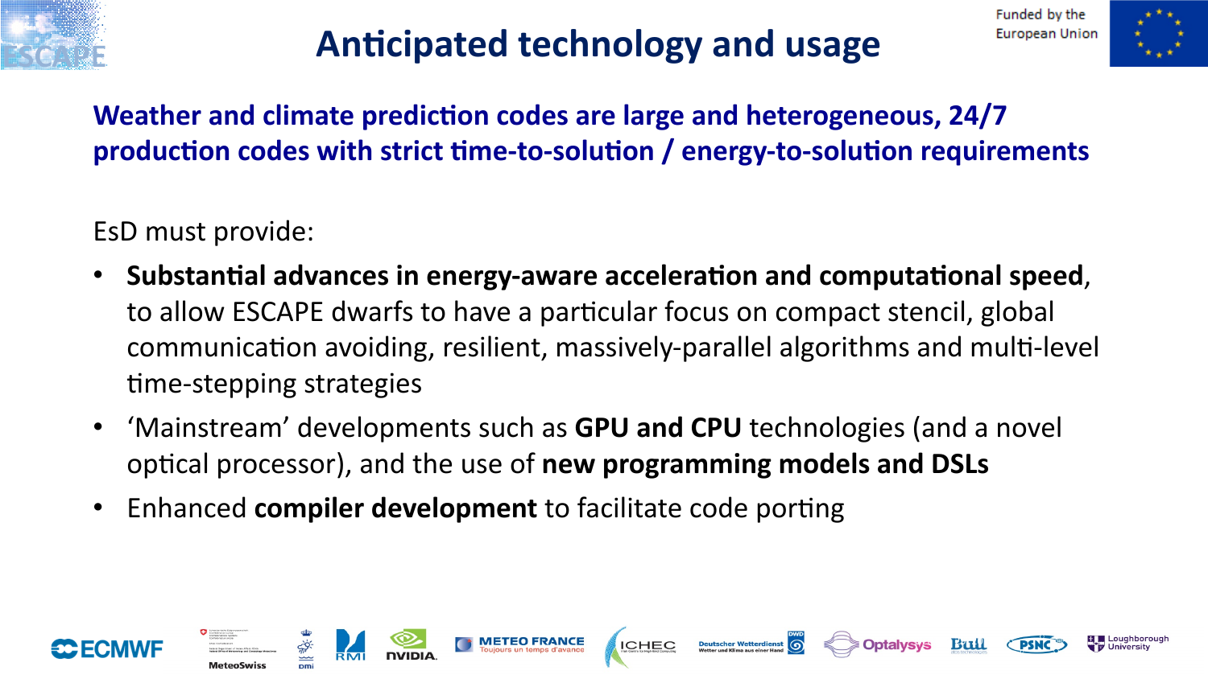# Anticipated technology and usage

**Weather and climate prediction codes are large and heterogeneous, 24/7 production codes with strict time-to-solution / energy-to-solution requirements**

EsD must provide:

- **Substantial advances in energy-aware acceleration and computational speed**, to allow ESCAPE dwarfs to have a particular focus on compact stencil, global communication avoiding, resilient, massively-parallel algorithms and multi-level time-stepping strategies
- 'Mainstream' developments such as **GPU and CPU** technologies (and a novel optical processor), and the use of **new programming models and DSLs**
- Enhanced **compiler development** to facilitate code porting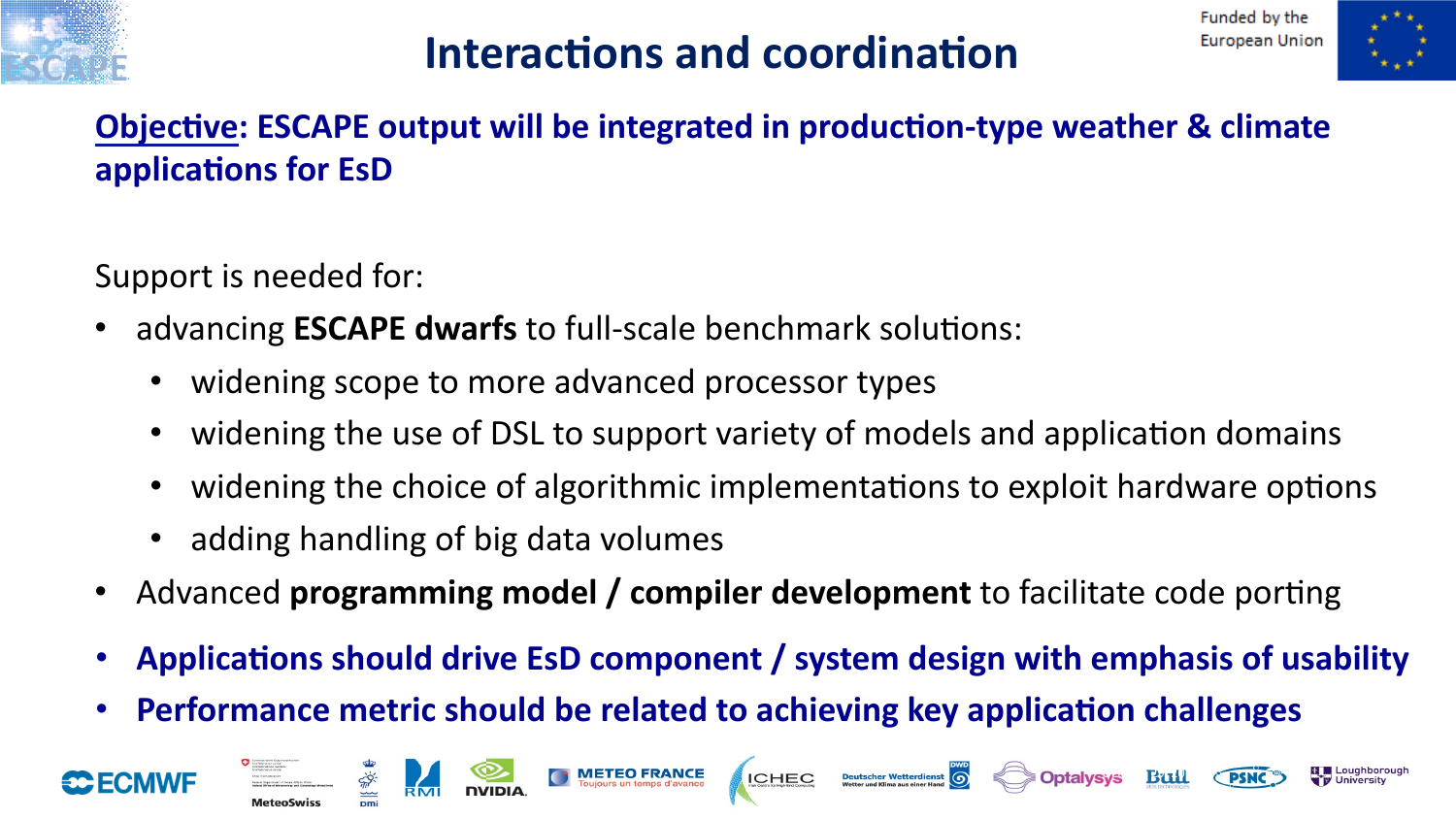# Interactions and coordination

**Objective: ESCAPE output will be integrated in production-type weather & climate applications for EsD**

Support is needed for:

- advancing **ESCAPE dwarfs** to full-scale benchmark solutions:
  - widening scope to more advanced processor types
  - widening the use of DSL to support variety of models and application domains
  - widening the choice of algorithmic implementations to exploit hardware options
  - adding handling of big data volumes
- Advanced **programming model / compiler development** to facilitate code porting
- **Applications should drive EsD component / system design with emphasis of usability**
- **Performance metric should be related to achieving key application challenges**